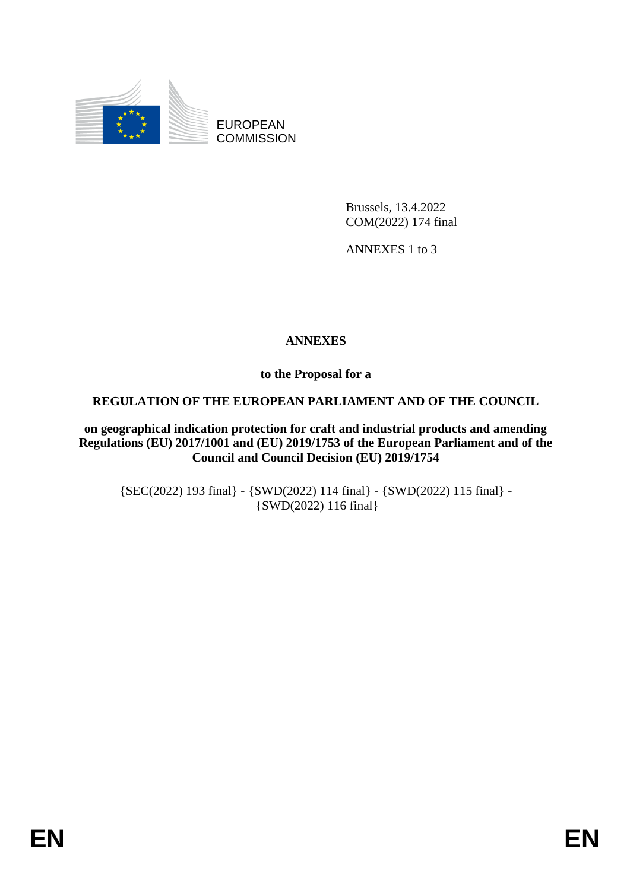EUROPEAN COMMISSION

Brussels, 13.4.2022
COM(2022) 174 final

ANNEXES 1 to 3

# ANNEXES

**to the Proposal for a**

**REGULATION OF THE EUROPEAN PARLIAMENT AND OF THE COUNCIL**

**on geographical indication protection for craft and industrial products and amending Regulations (EU) 2017/1001 and (EU) 2019/1753 of the European Parliament and of the Council and Council Decision (EU) 2019/1754**

{SEC(2022) 193 final} - {SWD(2022) 114 final} - {SWD(2022) 115 final} - {SWD(2022) 116 final}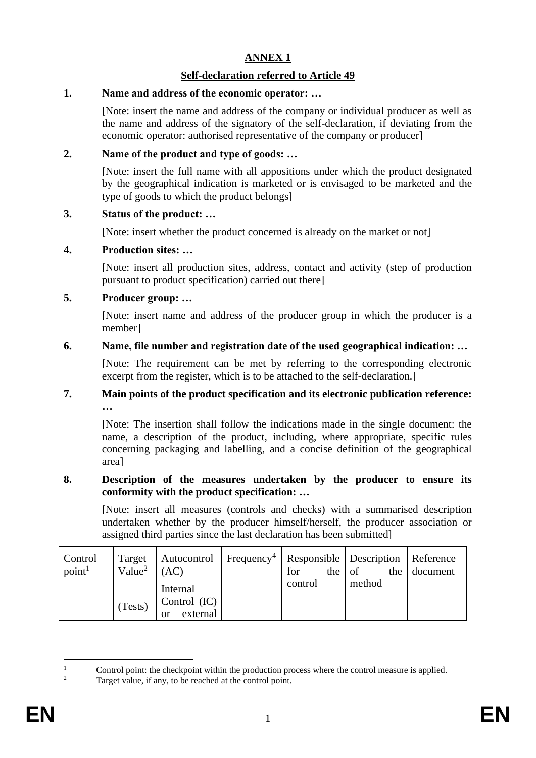# ANNEX 1

## Self-declaration referred to Article 49

**1. Name and address of the economic operator: …**

[Note: insert the name and address of the company or individual producer as well as the name and address of the signatory of the self-declaration, if deviating from the economic operator: authorised representative of the company or producer]

**2. Name of the product and type of goods: …**

[Note: insert the full name with all appositions under which the product designated by the geographical indication is marketed or is envisaged to be marketed and the type of goods to which the product belongs]

**3. Status of the product: …**

[Note: insert whether the product concerned is already on the market or not]

**4. Production sites: …**

[Note: insert all production sites, address, contact and activity (step of production pursuant to product specification) carried out there]

**5. Producer group: …**

[Note: insert name and address of the producer group in which the producer is a member]

**6. Name, file number and registration date of the used geographical indication: …**

[Note: The requirement can be met by referring to the corresponding electronic excerpt from the register, which is to be attached to the self-declaration.]

**7. Main points of the product specification and its electronic publication reference: …**

[Note: The insertion shall follow the indications made in the single document: the name, a description of the product, including, where appropriate, specific rules concerning packaging and labelling, and a concise definition of the geographical area]

**8. Description of the measures undertaken by the producer to ensure its conformity with the product specification: …**

[Note: insert all measures (controls and checks) with a summarised description undertaken whether by the producer himself/herself, the producer association or assigned third parties since the last declaration has been submitted]

| Control point[1] | Target Value[2] (Tests) | Autocontrol (AC) Internal Control (IC) or external | Frequency[4] | Responsible for the control | Description of the method | Reference document |
|---|---|---|---|---|---|---|

[1] Control point: the checkpoint within the production process where the control measure is applied.

[2] Target value, if any, to be reached at the control point.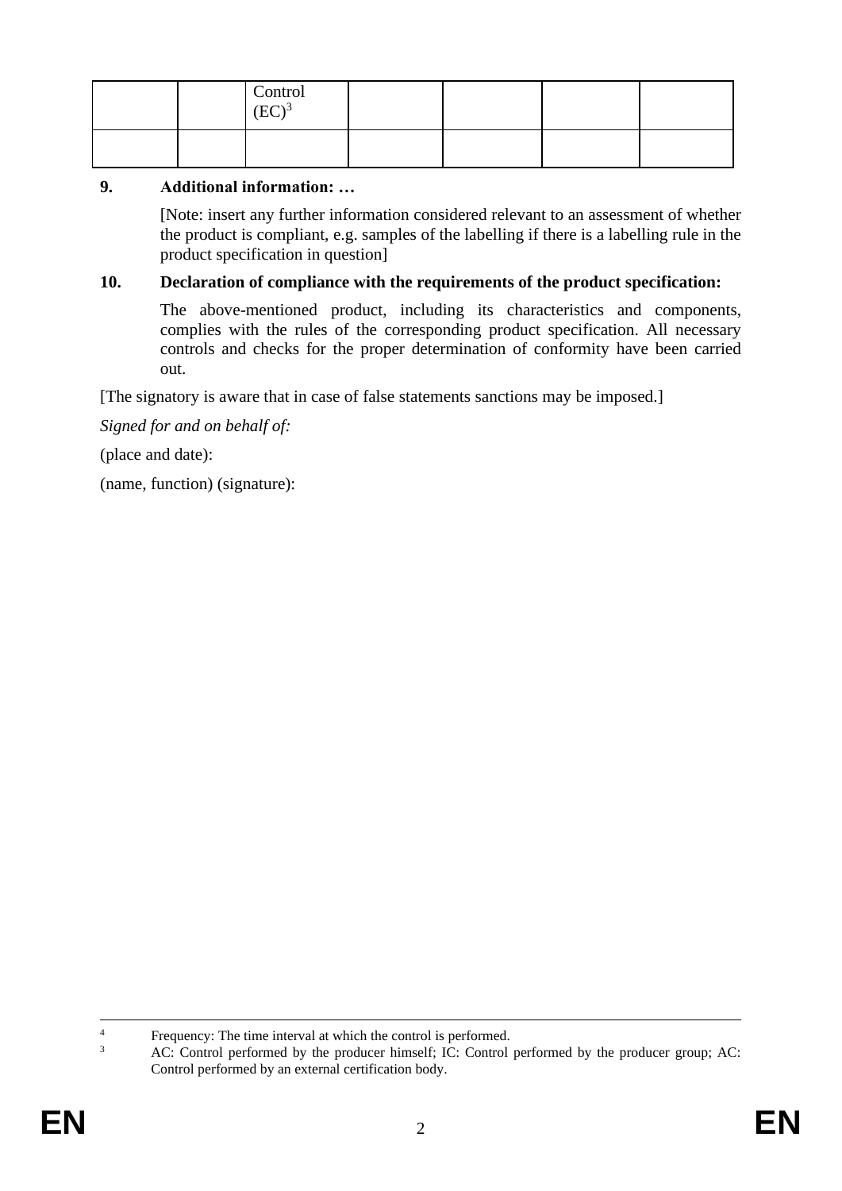| | | Control (EC)[3] | | | | |
|---|---|---|---|---|---|---|
| | | | | | | |

**9. Additional information: …**

[Note: insert any further information considered relevant to an assessment of whether the product is compliant, e.g. samples of the labelling if there is a labelling rule in the product specification in question]

**10. Declaration of compliance with the requirements of the product specification:**

The above-mentioned product, including its characteristics and components, complies with the rules of the corresponding product specification. All necessary controls and checks for the proper determination of conformity have been carried out.

[The signatory is aware that in case of false statements sanctions may be imposed.]

*Signed for and on behalf of:*

(place and date):

(name, function) (signature):

---

[4] Frequency: The time interval at which the control is performed.

[3] AC: Control performed by the producer himself; IC: Control performed by the producer group; AC: Control performed by an external certification body.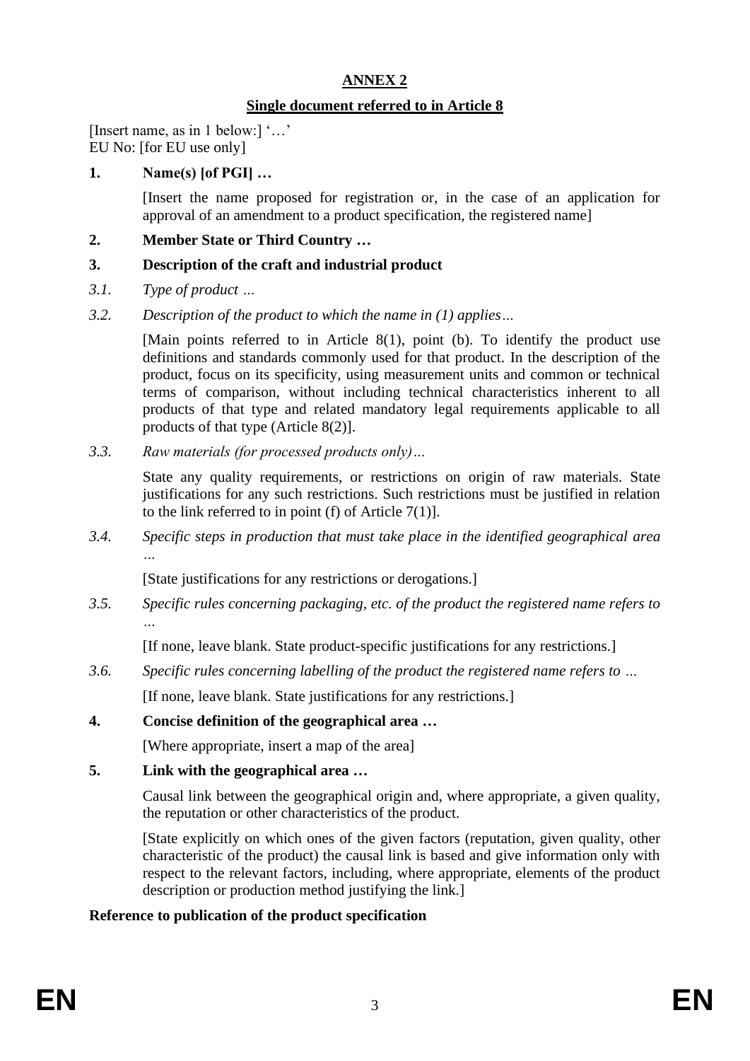## ANNEX 2

### Single document referred to in Article 8

[Insert name, as in 1 below:] '…'
EU No: [for EU use only]

**1. Name(s) [of PGI] …**

[Insert the name proposed for registration or, in the case of an application for approval of an amendment to a product specification, the registered name]

**2. Member State or Third Country …**

**3. Description of the craft and industrial product**

*3.1. Type of product …*

*3.2. Description of the product to which the name in (1) applies…*

[Main points referred to in Article 8(1), point (b). To identify the product use definitions and standards commonly used for that product. In the description of the product, focus on its specificity, using measurement units and common or technical terms of comparison, without including technical characteristics inherent to all products of that type and related mandatory legal requirements applicable to all products of that type (Article 8(2)].

*3.3. Raw materials (for processed products only)…*

State any quality requirements, or restrictions on origin of raw materials. State justifications for any such restrictions. Such restrictions must be justified in relation to the link referred to in point (f) of Article 7(1)].

*3.4. Specific steps in production that must take place in the identified geographical area …*

[State justifications for any restrictions or derogations.]

*3.5. Specific rules concerning packaging, etc. of the product the registered name refers to …*

[If none, leave blank. State product-specific justifications for any restrictions.]

*3.6. Specific rules concerning labelling of the product the registered name refers to …*

[If none, leave blank. State justifications for any restrictions.]

**4. Concise definition of the geographical area …**

[Where appropriate, insert a map of the area]

**5. Link with the geographical area …**

Causal link between the geographical origin and, where appropriate, a given quality, the reputation or other characteristics of the product.

[State explicitly on which ones of the given factors (reputation, given quality, other characteristic of the product) the causal link is based and give information only with respect to the relevant factors, including, where appropriate, elements of the product description or production method justifying the link.]

**Reference to publication of the product specification**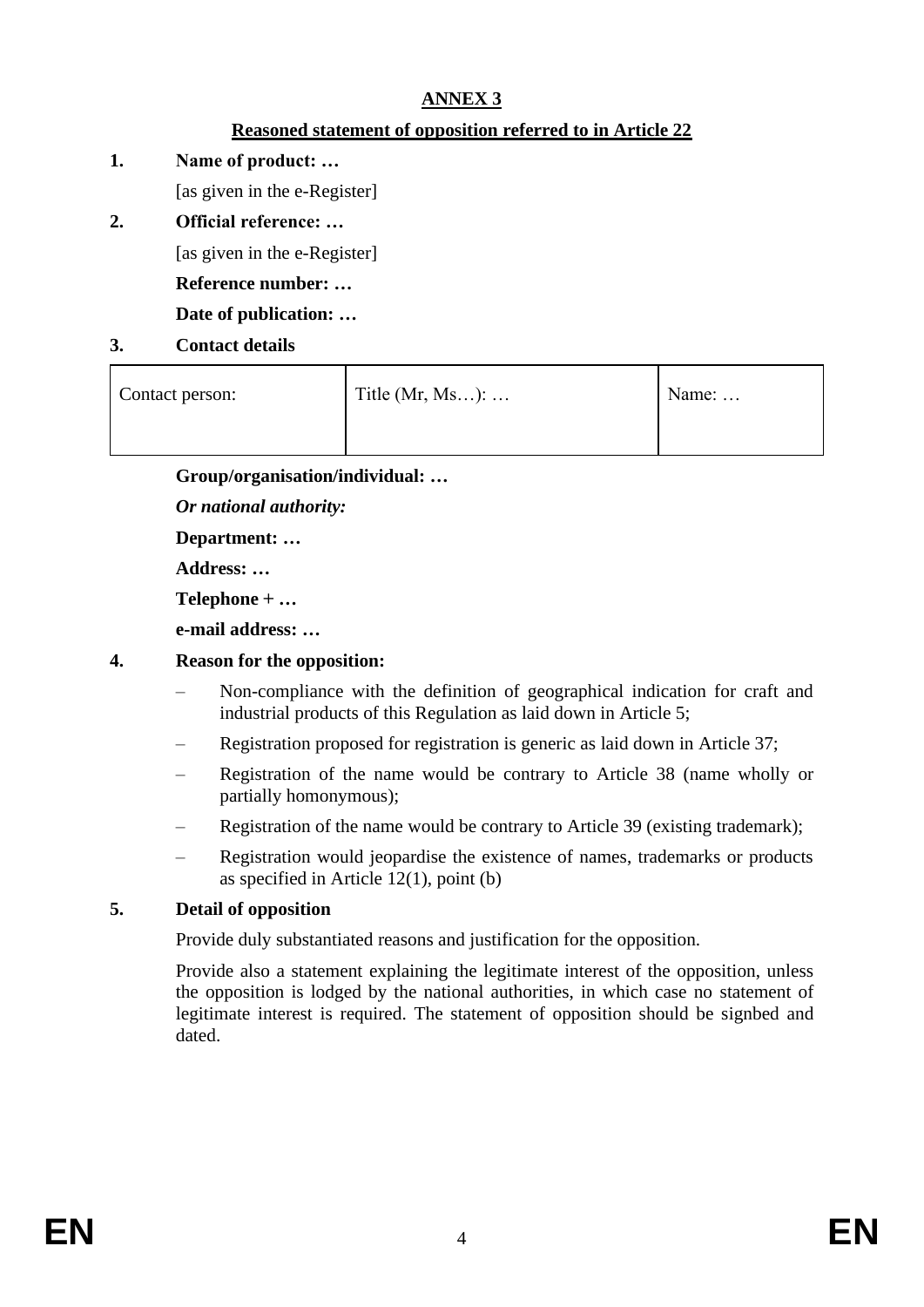**ANNEX 3**

**Reasoned statement of opposition referred to in Article 22**

**1. Name of product: …**

[as given in the e-Register]

**2. Official reference: …**

[as given in the e-Register]

**Reference number: …**

**Date of publication: …**

**3. Contact details**

| | | |
|---|---|---|
| Contact person: | Title (Mr, Ms…): … | Name: … |

**Group/organisation/individual: …**

***Or national authority:***

**Department: …**

**Address: …**

**Telephone + …**

**e-mail address: …**

**4. Reason for the opposition:**

– Non-compliance with the definition of geographical indication for craft and industrial products of this Regulation as laid down in Article 5;

– Registration proposed for registration is generic as laid down in Article 37;

– Registration of the name would be contrary to Article 38 (name wholly or partially homonymous);

– Registration of the name would be contrary to Article 39 (existing trademark);

– Registration would jeopardise the existence of names, trademarks or products as specified in Article 12(1), point (b)

**5. Detail of opposition**

Provide duly substantiated reasons and justification for the opposition.

Provide also a statement explaining the legitimate interest of the opposition, unless the opposition is lodged by the national authorities, in which case no statement of legitimate interest is required. The statement of opposition should be signbed and dated.